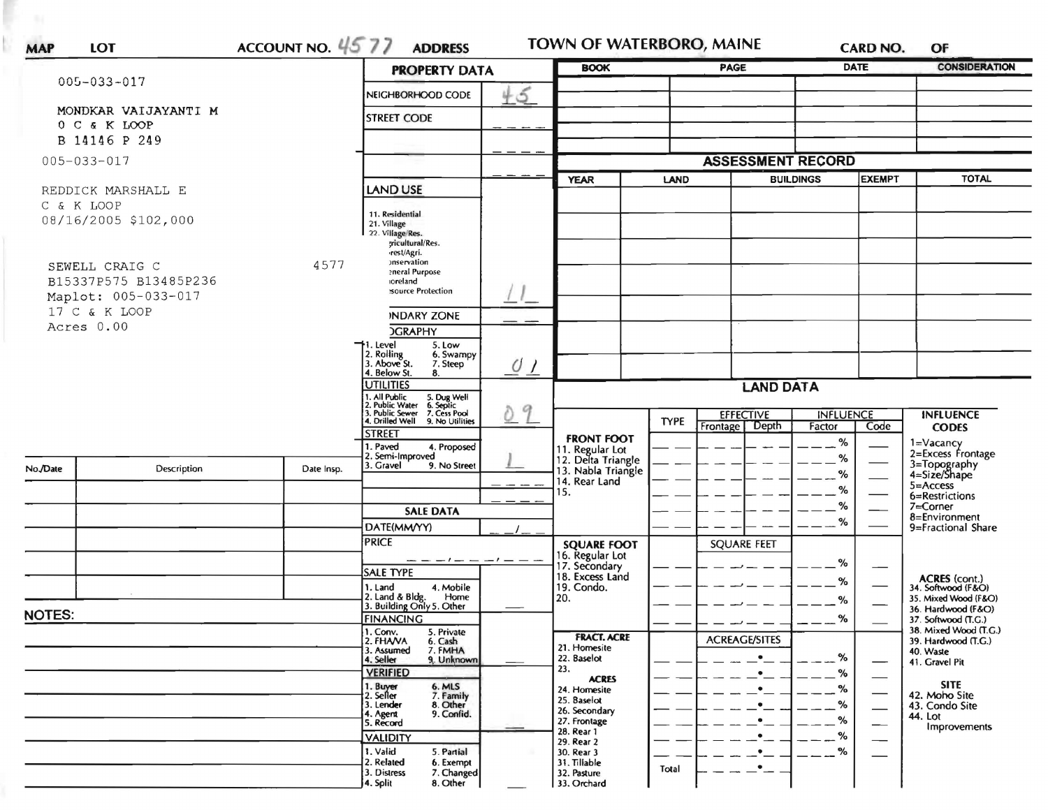MAP LOT ACCOUNT NO. 4577 ADDRESS TOWN OF WATERBORO, MAINE CARD NO. OF

005-033-017

MONDKAR VAIJAYANTI M
0 C & K LOOP
B 14146 P 249

005-033-017

REDDICK MARSHALL E
C & K LOOP
08/16/2005 $102,000

SEWELL CRAIG C 4577
B15337P575 B13485P236
Maplot: 005-033-017
17 C & K LOOP
Acres 0.00

## PROPERTY DATA

| | |
|---|---|
| NEIGHBORHOOD CODE | 45 |
| STREET CODE | ___ |
| | ___ |
| | ___ |

**LAND USE**
11. Residential
21. Village
22. Village/Res.
Agricultural/Res.
Forest/Agri.
Conservation
General Purpose
Shoreland
Resource Protection

11

**ZONING ZONE** __

**TOPOGRAPHY**
1. Level 5. Low
2. Rolling 6. Swampy
3. Above St. 7. Steep
4. Below St. 8.

01

**UTILITIES**
1. All Public 5. Dug Well
2. Public Water 6. Septic
3. Public Sewer 7. Cess Pool
4. Drilled Well 9. No Utilities

09

**STREET**
1. Paved 4. Proposed
2. Semi-Improved
3. Gravel 9. No Street

1

**SALE DATA**

DATE(MM/YY) __/__

PRICE

**SALE TYPE**
1. Land 4. Mobile Home
2. Land & Bldg. 5. Other
3. Building Only

**FINANCING**
1. Conv. 5. Private
2. FHA/VA 6. Cash
3. Assumed 7. FMHA
4. Seller 9. Unknown

**VERIFIED**
1. Buyer 6. MLS
2. Seller 7. Family
3. Lender 8. Other
4. Agent 9. Confid.
5. Record

**VALIDITY**
1. Valid 5. Partial
2. Related 6. Exempt
3. Distress 7. Changed
4. Split 8. Other

| BOOK | PAGE | DATE | CONSIDERATION |
|---|---|---|---|
| | | | |
| | | | |
| | | | |
| | | | |

## ASSESSMENT RECORD

| YEAR | LAND | BUILDINGS | EXEMPT | TOTAL |
|---|---|---|---|---|
| | | | | |
| | | | | |
| | | | | |
| | | | | |
| | | | | |
| | | | | |
| | | | | |

## LAND DATA

| | TYPE | EFFECTIVE Frontage | EFFECTIVE Depth | INFLUENCE Factor | INFLUENCE Code | INFLUENCE CODES |
|---|---|---|---|---|---|---|
| **FRONT FOOT** | | | | | | 1=Vacancy |
| 11. Regular Lot | | | | % | | 2=Excess Frontage |
| 12. Delta Triangle | | | | % | | 3=Topography |
| 13. Nabla Triangle | | | | % | | 4=Size/Shape |
| 14. Rear Land | | | | % | | 5=Access |
| 15. | | | | % | | 6=Restrictions |
| | | | | % | | 7=Corner |
| | | | | | | 8=Environment |
| | | | | | | 9=Fractional Share |
| **SQUARE FOOT** | | SQUARE FEET | | | | |
| 16. Regular Lot | | | | % | | |
| 17. Secondary | | | | % | | **ACRES** (cont.) |
| 18. Excess Land | | | | % | | 34. Softwood (F&O) |
| 19. Condo. | | | | % | | 35. Mixed Wood (F&O) |
| 20. | | | | | | 36. Hardwood (F&O) |
| | | | | | | 37. Softwood (T.G.) |
| **FRACT. ACRE** | | ACREAGE/SITES | | | | 38. Mixed Wood (T.G.) |
| 21. Homesite | | | | % | | 39. Hardwood (T.G.) |
| 22. Baselot | | | | % | | 40. Waste |
| 23. | | | | % | | 41. Gravel Pit |
| **ACRES** | | | | | | |
| 24. Homesite | | | | % | | **SITE** |
| 25. Baselot | | | | % | | 42. Moho Site |
| 26. Secondary | | | | % | | 43. Condo Site |
| 27. Frontage | | | | % | | 44. Lot Improvements |
| 28. Rear 1 | | | | | | |
| 29. Rear 2 | | | | | | |
| 30. Rear 3 | | | | | | |
| 31. Tillable | Total | | | | | |
| 32. Pasture | | | | | | |
| 33. Orchard | | | | | | |

| No./Date | Description | Date Insp. |
|---|---|---|
| | | |
| | | |
| | | |
| | | |
| | | |
| | | |

**NOTES:**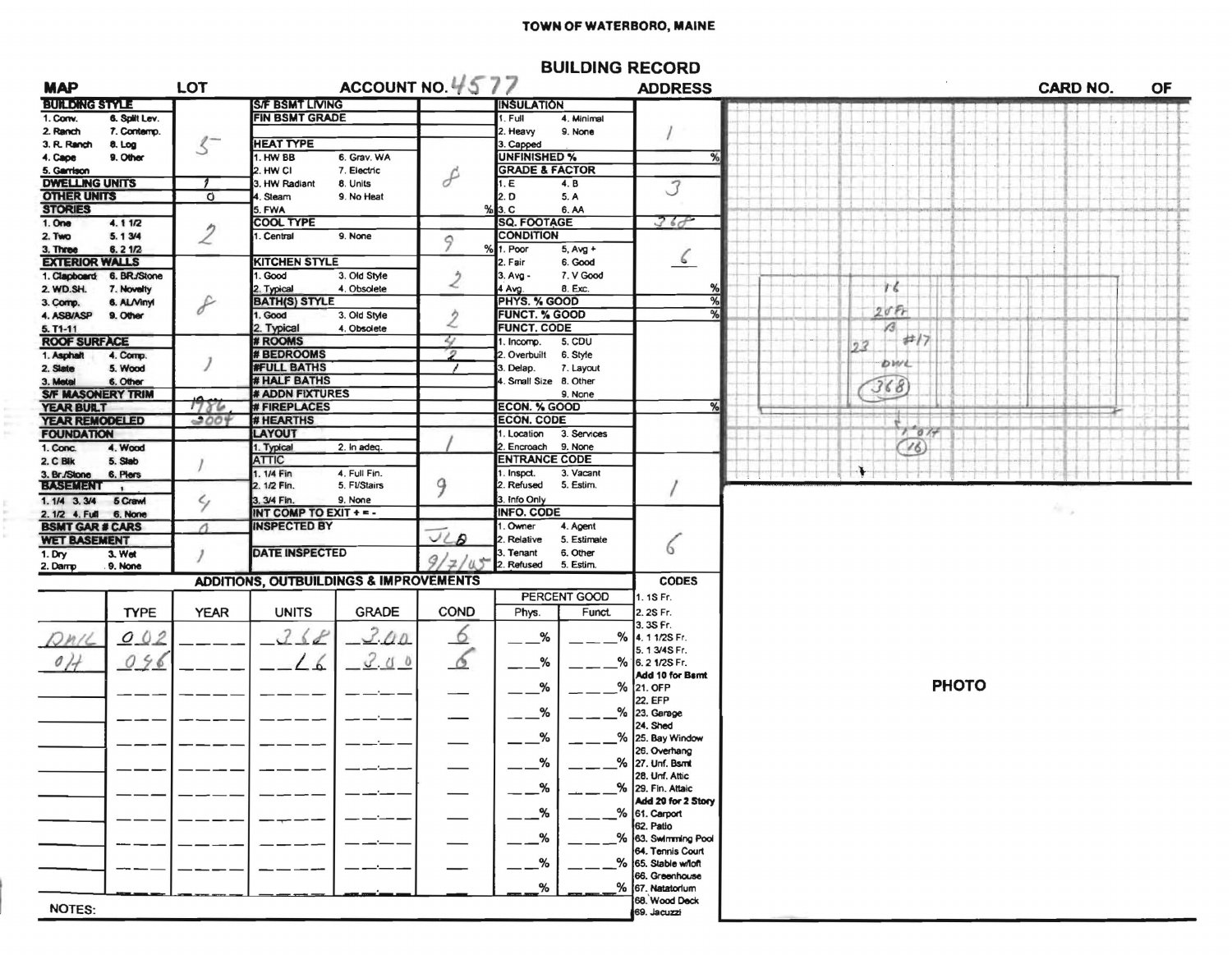**TOWN OF WATERBORO, MAINE**

## BUILDING RECORD

**MAP** | **LOT** | **ACCOUNT NO.** 4577 | **ADDRESS** | **CARD NO.** | **OF**

| Field | Value |
|---|---|
| **BUILDING STYLE** (1. Conv. 2. Ranch 3. R. Ranch 4. Cape 5. Garrison 6. Split Lev. 7. Contemp. 8. Log 9. Other) | 5 |
| **DWELLING UNITS** | 1 |
| **OTHER UNITS** | 0 |
| **STORIES** (1. One 2. Two 3. Three 4. 1 1/2 5. 1 3/4 6. 2 1/2) | 2 |
| **EXTERIOR WALLS** (1. Clapboard 2. WD.SH. 3. Comp. 4. ASB/ASP 5. T1-11 6. BR./Stone 7. Novelty 8. AL/Vinyl 9. Other) | 8 |
| **ROOF SURFACE** (1. Asphalt 2. Slate 3. Metal 4. Comp. 5. Wood 6. Other) | 1 |
| **S/F MASONERY TRIM** | |
| **YEAR BUILT** | 1986 |
| **YEAR REMODELED** | 2004 |
| **FOUNDATION** (1. Conc. 2. C Blk 3. Br./Stone 4. Wood 5. Slab 6. Piers) | 1 |
| **BASEMENT** (1. 1/4 2. 1/2 3. 3/4 4. Full 5 Crawl 6. None) | 4 |
| **BSMT GAR # CARS** | 0 |
| **WET BASEMENT** (1. Dry 2. Damp 3. Wet 9. None) | 1 |

| Field | Value |
|---|---|
| **S/F BSMT LIVING** | |
| **FIN BSMT GRADE** | |
| **HEAT TYPE** (1. HW BB 2. HW CI 3. HW Radiant 4. Steam 5. FWA 6. Grav. WA 7. Electric 8. Units 9. No Heat) | 8 |
| **COOL TYPE** (1. Central 9. None) | 9 |
| **KITCHEN STYLE** (1. Good 2. Typical 3. Old Style 4. Obsolete) | 2 |
| **BATH(S) STYLE** (1. Good 2. Typical 3. Old Style 4. Obsolete) | 2 |
| **# ROOMS** | 4 |
| **# BEDROOMS** | 2 |
| **#FULL BATHS** | 1 |
| **# HALF BATHS** | |
| **# ADDN FIXTURES** | |
| **# FIREPLACES** | |
| **# HEARTHS** | |
| **LAYOUT** (1. Typical 2. In adeq.) | 1 |
| **ATTIC** (1. 1/4 Fin 2. 1/2 Fin. 3. 3/4 Fin. 4. Full Fin. 5. Fl/Stairs 9. None) | 9 |
| **INT COMP TO EXIT + = -** | |
| **INSPECTED BY** | JLB |
| **DATE INSPECTED** | 9/7/05 |

| Field | Value |
|---|---|
| **INSULATION** (1. Full 2. Heavy 3. Capped 4. Minimal 9. None) | 1 |
| **UNFINISHED %** | % |
| **GRADE & FACTOR** (1. E 2. D 3. C 4. B 5. A 6. AA) | 3 |
| **SQ. FOOTAGE** | 368 |
| **CONDITION** (1. Poor 2. Fair 3. Avg - 4. Avg. 5. Avg + 6. Good 7. V Good 8. Exc.) | 6 |
| **PHYS. % GOOD** | % |
| **FUNCT. % GOOD** | % |
| **FUNCT. CODE** (1. Incomp. 2. Overbuilt 3. Delap. 4. Small Size 5. CDU 6. Style 7. Layout 8. Other 9. None) | |
| **ECON. % GOOD** | % |
| **ECON. CODE** (1. Location 2. Encroach 3. Services 9. None) | |
| **ENTRANCE CODE** (1. Inspct. 2. Refused 3. Vacant 5. Estim.) | 1 |
| **INFO. CODE** (1. Owner 2. Relative 3. Tenant 4. Agent 5. Estimate 6. Other) | 6 |

Sketch: 16, 20 Ft, 13, 23, #17, DWL, 368, 1'OH, 16

### ADDITIONS, OUTBUILDINGS & IMPROVEMENTS

| | TYPE | YEAR | UNITS | GRADE | COND | Phys. % | Funct. % |
|---|---|---|---|---|---|---|---|
| DWL | 002 | | 368 | 3.00 | 6 | % | % |
| OH | 096 | | 16 | 3.00 | 6 | % | % |
| | | | | | | % | % |
| | | | | | | % | % |
| | | | | | | % | % |
| | | | | | | % | % |
| | | | | | | % | % |
| | | | | | | % | % |
| | | | | | | % | % |
| | | | | | | % | % |
| | | | | | | % | % |

**CODES**
1. 1S Fr.
2. 2S Fr.
3. 3S Fr.
4. 1 1/2S Fr.
5. 1 3/4S Fr.
6. 2 1/2S Fr.

**Add 10 for Bsmt**

21. OFP
22. EFP
23. Garage
24. Shed
25. Bay Window
26. Overhang
27. Unf. Bsmt
28. Unf. Attic
29. Fin. Attaic

**Add 20 for 2 Story**

61. Carport
62. Patio
63. Swimming Pool
64. Tennis Court
65. Stable w/loft
66. Greenhouse
67. Natatorium
68. Wood Deck
69. Jacuzzi

NOTES:

PHOTO